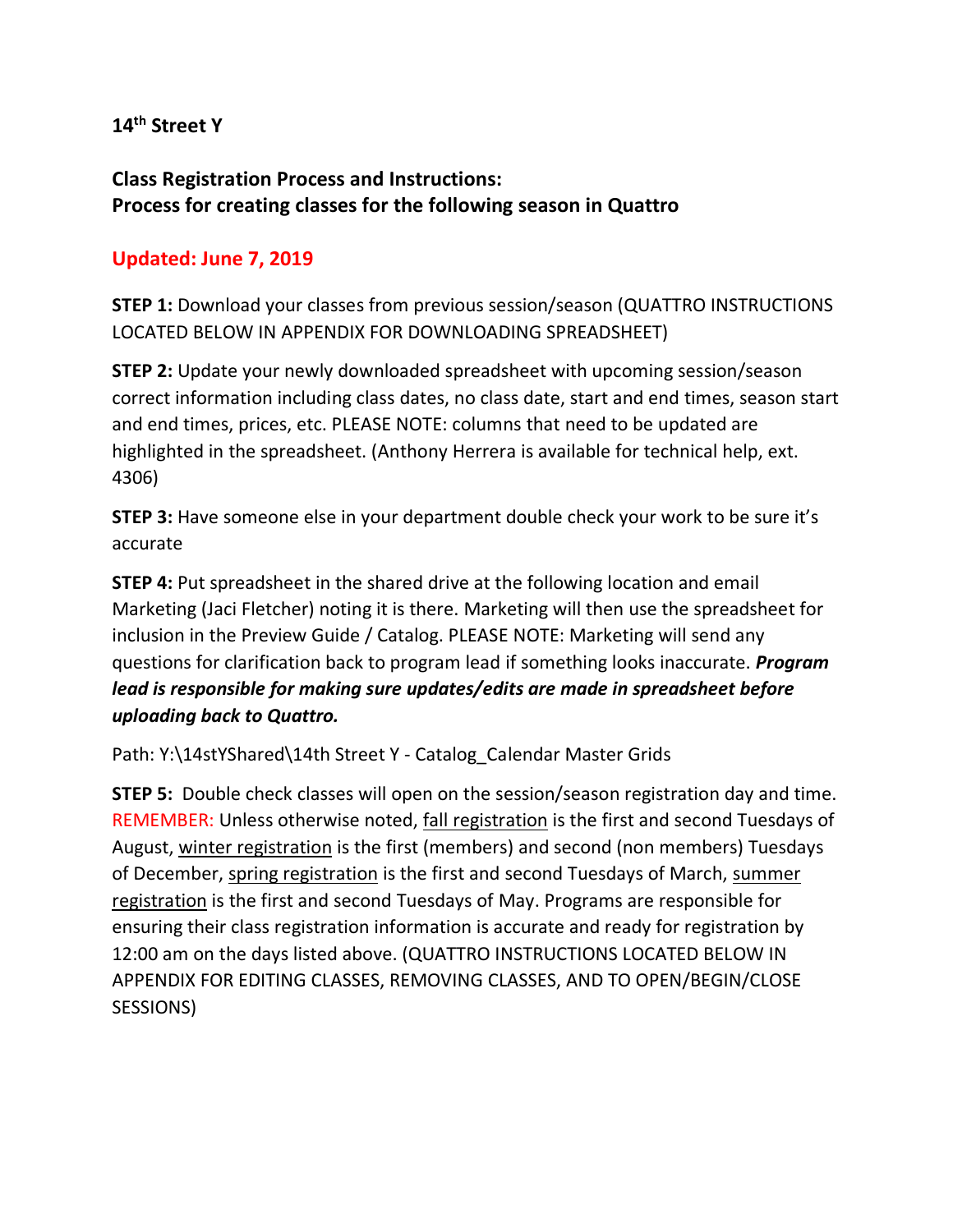# 14th Street Y

## Class Registration Process and Instructions:
## Process for creating classes for the following season in Quattro

**Updated: June 7, 2019**

**STEP 1:** Download your classes from previous session/season (QUATTRO INSTRUCTIONS LOCATED BELOW IN APPENDIX FOR DOWNLOADING SPREADSHEET)

**STEP 2:** Update your newly downloaded spreadsheet with upcoming session/season correct information including class dates, no class date, start and end times, season start and end times, prices, etc. PLEASE NOTE: columns that need to be updated are highlighted in the spreadsheet. (Anthony Herrera is available for technical help, ext. 4306)

**STEP 3:** Have someone else in your department double check your work to be sure it's accurate

**STEP 4:** Put spreadsheet in the shared drive at the following location and email Marketing (Jaci Fletcher) noting it is there. Marketing will then use the spreadsheet for inclusion in the Preview Guide / Catalog. PLEASE NOTE: Marketing will send any questions for clarification back to program lead if something looks inaccurate. ***Program lead is responsible for making sure updates/edits are made in spreadsheet before uploading back to Quattro.***

Path: Y:\14stYShared\14th Street Y - Catalog_Calendar Master Grids

**STEP 5:** Double check classes will open on the session/season registration day and time. REMEMBER: Unless otherwise noted, fall registration is the first and second Tuesdays of August, winter registration is the first (members) and second (non members) Tuesdays of December, spring registration is the first and second Tuesdays of March, summer registration is the first and second Tuesdays of May. Programs are responsible for ensuring their class registration information is accurate and ready for registration by 12:00 am on the days listed above. (QUATTRO INSTRUCTIONS LOCATED BELOW IN APPENDIX FOR EDITING CLASSES, REMOVING CLASSES, AND TO OPEN/BEGIN/CLOSE SESSIONS)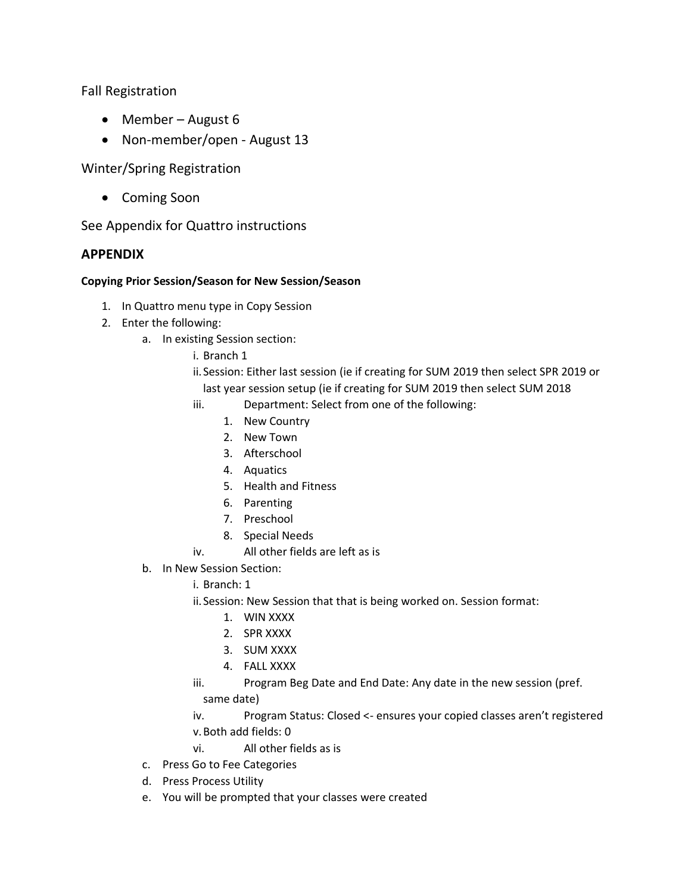Fall Registration

- Member – August 6
- Non-member/open - August 13

Winter/Spring Registration

- Coming Soon

See Appendix for Quattro instructions

## APPENDIX

#### Copying Prior Session/Season for New Session/Season

1. In Quattro menu type in Copy Session
2. Enter the following:
    a. In existing Session section:
        i. Branch 1
        ii. Session: Either last session (ie if creating for SUM 2019 then select SPR 2019 or last year session setup (ie if creating for SUM 2019 then select SUM 2018
        iii. Department: Select from one of the following:
            1. New Country
            2. New Town
            3. Afterschool
            4. Aquatics
            5. Health and Fitness
            6. Parenting
            7. Preschool
            8. Special Needs
        iv. All other fields are left as is
    b. In New Session Section:
        i. Branch: 1
        ii. Session: New Session that that is being worked on. Session format:
            1. WIN XXXX
            2. SPR XXXX
            3. SUM XXXX
            4. FALL XXXX
        iii. Program Beg Date and End Date: Any date in the new session (pref. same date)
        iv. Program Status: Closed <- ensures your copied classes aren't registered
        v. Both add fields: 0
        vi. All other fields as is
    c. Press Go to Fee Categories
    d. Press Process Utility
    e. You will be prompted that your classes were created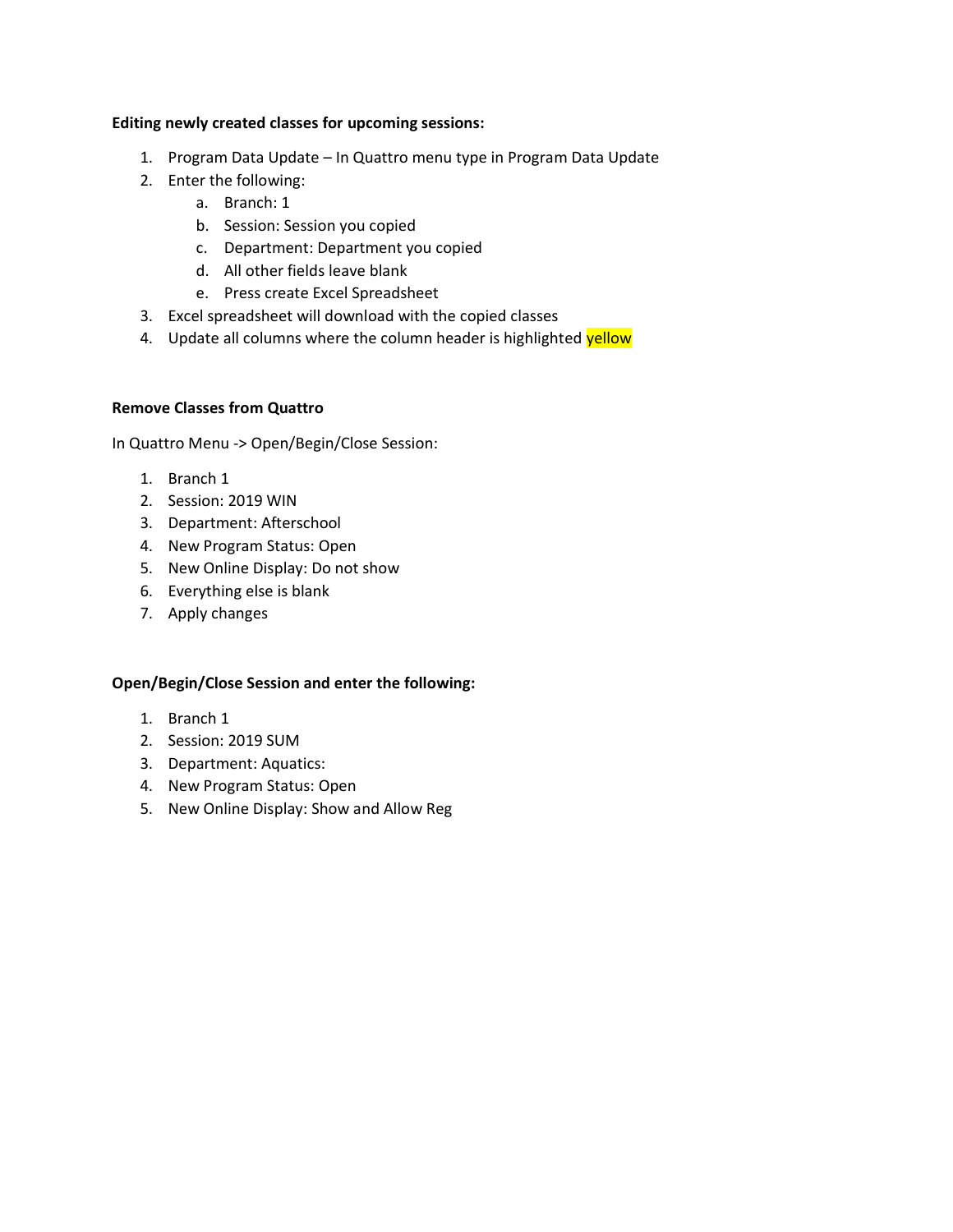**Editing newly created classes for upcoming sessions:**

1. Program Data Update – In Quattro menu type in Program Data Update
2. Enter the following:
   a. Branch: 1
   b. Session: Session you copied
   c. Department: Department you copied
   d. All other fields leave blank
   e. Press create Excel Spreadsheet
3. Excel spreadsheet will download with the copied classes
4. Update all columns where the column header is highlighted yellow

**Remove Classes from Quattro**

In Quattro Menu -> Open/Begin/Close Session:

1. Branch 1
2. Session: 2019 WIN
3. Department: Afterschool
4. New Program Status: Open
5. New Online Display: Do not show
6. Everything else is blank
7. Apply changes

**Open/Begin/Close Session and enter the following:**

1. Branch 1
2. Session: 2019 SUM
3. Department: Aquatics:
4. New Program Status: Open
5. New Online Display: Show and Allow Reg